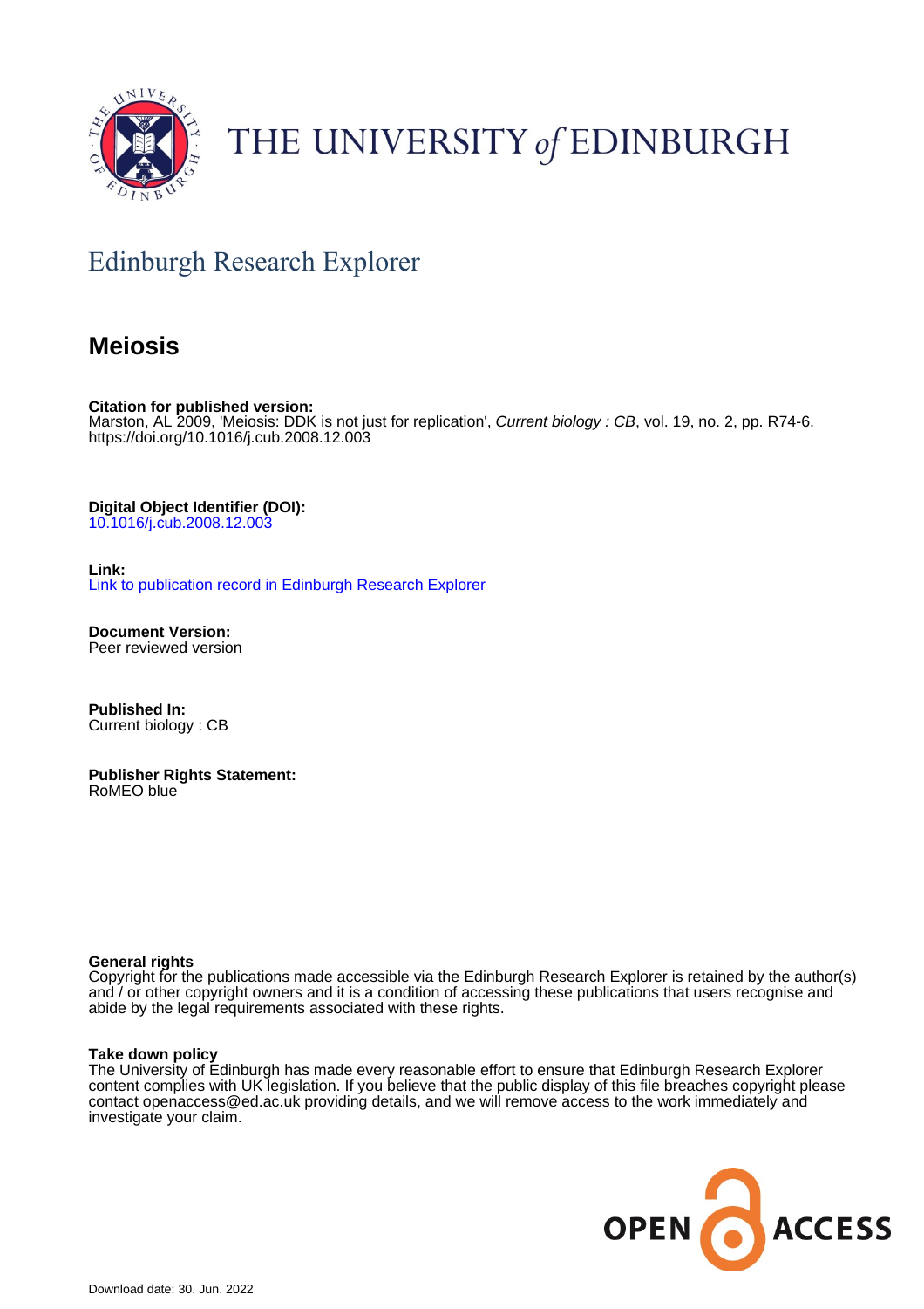THE UNIVERSITY of EDINBURGH

## Edinburgh Research Explorer

# Meiosis

**Citation for published version:**
Marston, AL 2009, 'Meiosis: DDK is not just for replication', *Current biology : CB*, vol. 19, no. 2, pp. R74-6. https://doi.org/10.1016/j.cub.2008.12.003

**Digital Object Identifier (DOI):**
10.1016/j.cub.2008.12.003

**Link:**
Link to publication record in Edinburgh Research Explorer

**Document Version:**
Peer reviewed version

**Published In:**
Current biology : CB

**Publisher Rights Statement:**
RoMEO blue

**General rights**
Copyright for the publications made accessible via the Edinburgh Research Explorer is retained by the author(s) and / or other copyright owners and it is a condition of accessing these publications that users recognise and abide by the legal requirements associated with these rights.

**Take down policy**
The University of Edinburgh has made every reasonable effort to ensure that Edinburgh Research Explorer content complies with UK legislation. If you believe that the public display of this file breaches copyright please contact openaccess@ed.ac.uk providing details, and we will remove access to the work immediately and investigate your claim.

Download date: 30. Jun. 2022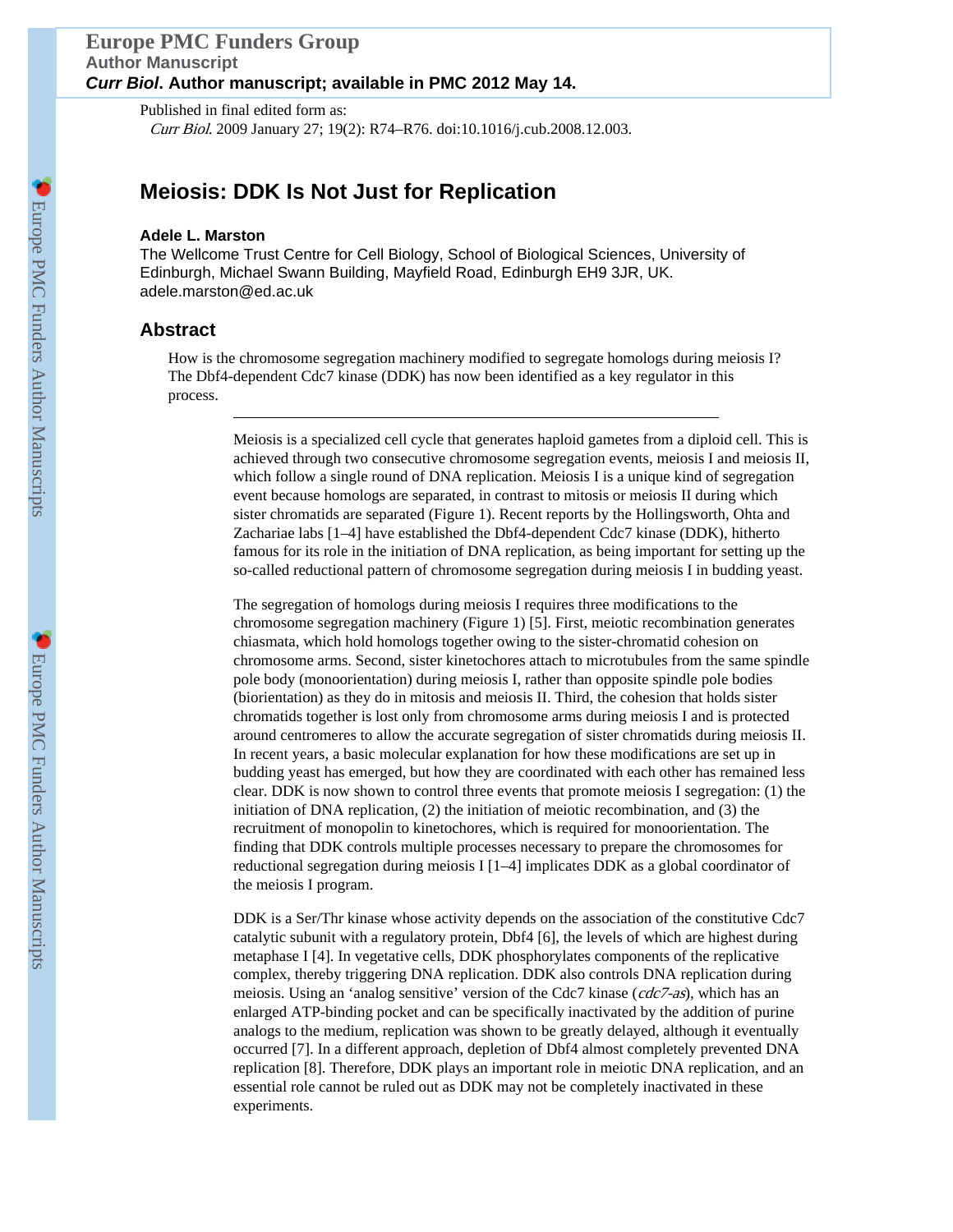# Meiosis: DDK Is Not Just for Replication

**Adele L. Marston**

The Wellcome Trust Centre for Cell Biology, School of Biological Sciences, University of Edinburgh, Michael Swann Building, Mayfield Road, Edinburgh EH9 3JR, UK. adele.marston@ed.ac.uk

## Abstract

How is the chromosome segregation machinery modified to segregate homologs during meiosis I? The Dbf4-dependent Cdc7 kinase (DDK) has now been identified as a key regulator in this process.

---

Meiosis is a specialized cell cycle that generates haploid gametes from a diploid cell. This is achieved through two consecutive chromosome segregation events, meiosis I and meiosis II, which follow a single round of DNA replication. Meiosis I is a unique kind of segregation event because homologs are separated, in contrast to mitosis or meiosis II during which sister chromatids are separated (Figure 1). Recent reports by the Hollingsworth, Ohta and Zachariae labs [1–4] have established the Dbf4-dependent Cdc7 kinase (DDK), hitherto famous for its role in the initiation of DNA replication, as being important for setting up the so-called reductional pattern of chromosome segregation during meiosis I in budding yeast.

The segregation of homologs during meiosis I requires three modifications to the chromosome segregation machinery (Figure 1) [5]. First, meiotic recombination generates chiasmata, which hold homologs together owing to the sister-chromatid cohesion on chromosome arms. Second, sister kinetochores attach to microtubules from the same spindle pole body (monoorientation) during meiosis I, rather than opposite spindle pole bodies (biorientation) as they do in mitosis and meiosis II. Third, the cohesion that holds sister chromatids together is lost only from chromosome arms during meiosis I and is protected around centromeres to allow the accurate segregation of sister chromatids during meiosis II. In recent years, a basic molecular explanation for how these modifications are set up in budding yeast has emerged, but how they are coordinated with each other has remained less clear. DDK is now shown to control three events that promote meiosis I segregation: (1) the initiation of DNA replication, (2) the initiation of meiotic recombination, and (3) the recruitment of monopolin to kinetochores, which is required for monoorientation. The finding that DDK controls multiple processes necessary to prepare the chromosomes for reductional segregation during meiosis I [1–4] implicates DDK as a global coordinator of the meiosis I program.

DDK is a Ser/Thr kinase whose activity depends on the association of the constitutive Cdc7 catalytic subunit with a regulatory protein, Dbf4 [6], the levels of which are highest during metaphase I [4]. In vegetative cells, DDK phosphorylates components of the replicative complex, thereby triggering DNA replication. DDK also controls DNA replication during meiosis. Using an 'analog sensitive' version of the Cdc7 kinase (*cdc7-as*), which has an enlarged ATP-binding pocket and can be specifically inactivated by the addition of purine analogs to the medium, replication was shown to be greatly delayed, although it eventually occurred [7]. In a different approach, depletion of Dbf4 almost completely prevented DNA replication [8]. Therefore, DDK plays an important role in meiotic DNA replication, and an essential role cannot be ruled out as DDK may not be completely inactivated in these experiments.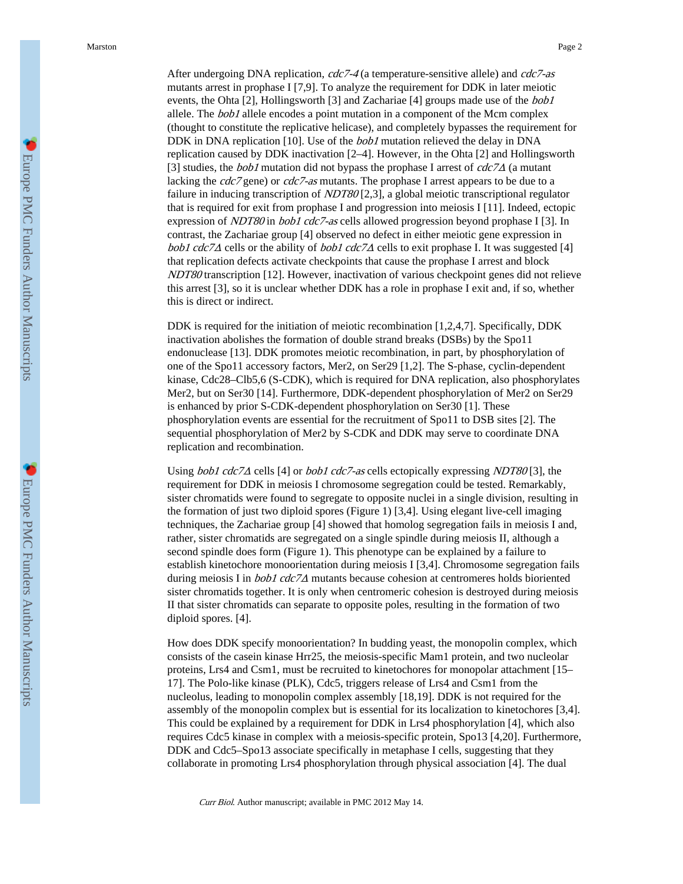After undergoing DNA replication, *cdc7-4* (a temperature-sensitive allele) and *cdc7-as* mutants arrest in prophase I [7,9]. To analyze the requirement for DDK in later meiotic events, the Ohta [2], Hollingsworth [3] and Zachariae [4] groups made use of the *bob1* allele. The *bob1* allele encodes a point mutation in a component of the Mcm complex (thought to constitute the replicative helicase), and completely bypasses the requirement for DDK in DNA replication [10]. Use of the *bob1* mutation relieved the delay in DNA replication caused by DDK inactivation [2–4]. However, in the Ohta [2] and Hollingsworth [3] studies, the *bob1* mutation did not bypass the prophase I arrest of *cdc7Δ* (a mutant lacking the *cdc7* gene) or *cdc7-as* mutants. The prophase I arrest appears to be due to a failure in inducing transcription of *NDT80* [2,3], a global meiotic transcriptional regulator that is required for exit from prophase I and progression into meiosis I [11]. Indeed, ectopic expression of *NDT80* in *bob1 cdc7-as* cells allowed progression beyond prophase I [3]. In contrast, the Zachariae group [4] observed no defect in either meiotic gene expression in *bob1 cdc7Δ* cells or the ability of *bob1 cdc7Δ* cells to exit prophase I. It was suggested [4] that replication defects activate checkpoints that cause the prophase I arrest and block *NDT80* transcription [12]. However, inactivation of various checkpoint genes did not relieve this arrest [3], so it is unclear whether DDK has a role in prophase I exit and, if so, whether this is direct or indirect.

DDK is required for the initiation of meiotic recombination [1,2,4,7]. Specifically, DDK inactivation abolishes the formation of double strand breaks (DSBs) by the Spo11 endonuclease [13]. DDK promotes meiotic recombination, in part, by phosphorylation of one of the Spo11 accessory factors, Mer2, on Ser29 [1,2]. The S-phase, cyclin-dependent kinase, Cdc28–Clb5,6 (S-CDK), which is required for DNA replication, also phosphorylates Mer2, but on Ser30 [14]. Furthermore, DDK-dependent phosphorylation of Mer2 on Ser29 is enhanced by prior S-CDK-dependent phosphorylation on Ser30 [1]. These phosphorylation events are essential for the recruitment of Spo11 to DSB sites [2]. The sequential phosphorylation of Mer2 by S-CDK and DDK may serve to coordinate DNA replication and recombination.

Using *bob1 cdc7Δ* cells [4] or *bob1 cdc7-as* cells ectopically expressing *NDT80* [3], the requirement for DDK in meiosis I chromosome segregation could be tested. Remarkably, sister chromatids were found to segregate to opposite nuclei in a single division, resulting in the formation of just two diploid spores (Figure 1) [3,4]. Using elegant live-cell imaging techniques, the Zachariae group [4] showed that homolog segregation fails in meiosis I and, rather, sister chromatids are segregated on a single spindle during meiosis II, although a second spindle does form (Figure 1). This phenotype can be explained by a failure to establish kinetochore monoorientation during meiosis I [3,4]. Chromosome segregation fails during meiosis I in *bob1 cdc7Δ* mutants because cohesion at centromeres holds bioriented sister chromatids together. It is only when centromeric cohesion is destroyed during meiosis II that sister chromatids can separate to opposite poles, resulting in the formation of two diploid spores. [4].

How does DDK specify monoorientation? In budding yeast, the monopolin complex, which consists of the casein kinase Hrr25, the meiosis-specific Mam1 protein, and two nucleolar proteins, Lrs4 and Csm1, must be recruited to kinetochores for monopolar attachment [15–17]. The Polo-like kinase (PLK), Cdc5, triggers release of Lrs4 and Csm1 from the nucleolus, leading to monopolin complex assembly [18,19]. DDK is not required for the assembly of the monopolin complex but is essential for its localization to kinetochores [3,4]. This could be explained by a requirement for DDK in Lrs4 phosphorylation [4], which also requires Cdc5 kinase in complex with a meiosis-specific protein, Spo13 [4,20]. Furthermore, DDK and Cdc5–Spo13 associate specifically in metaphase I cells, suggesting that they collaborate in promoting Lrs4 phosphorylation through physical association [4]. The dual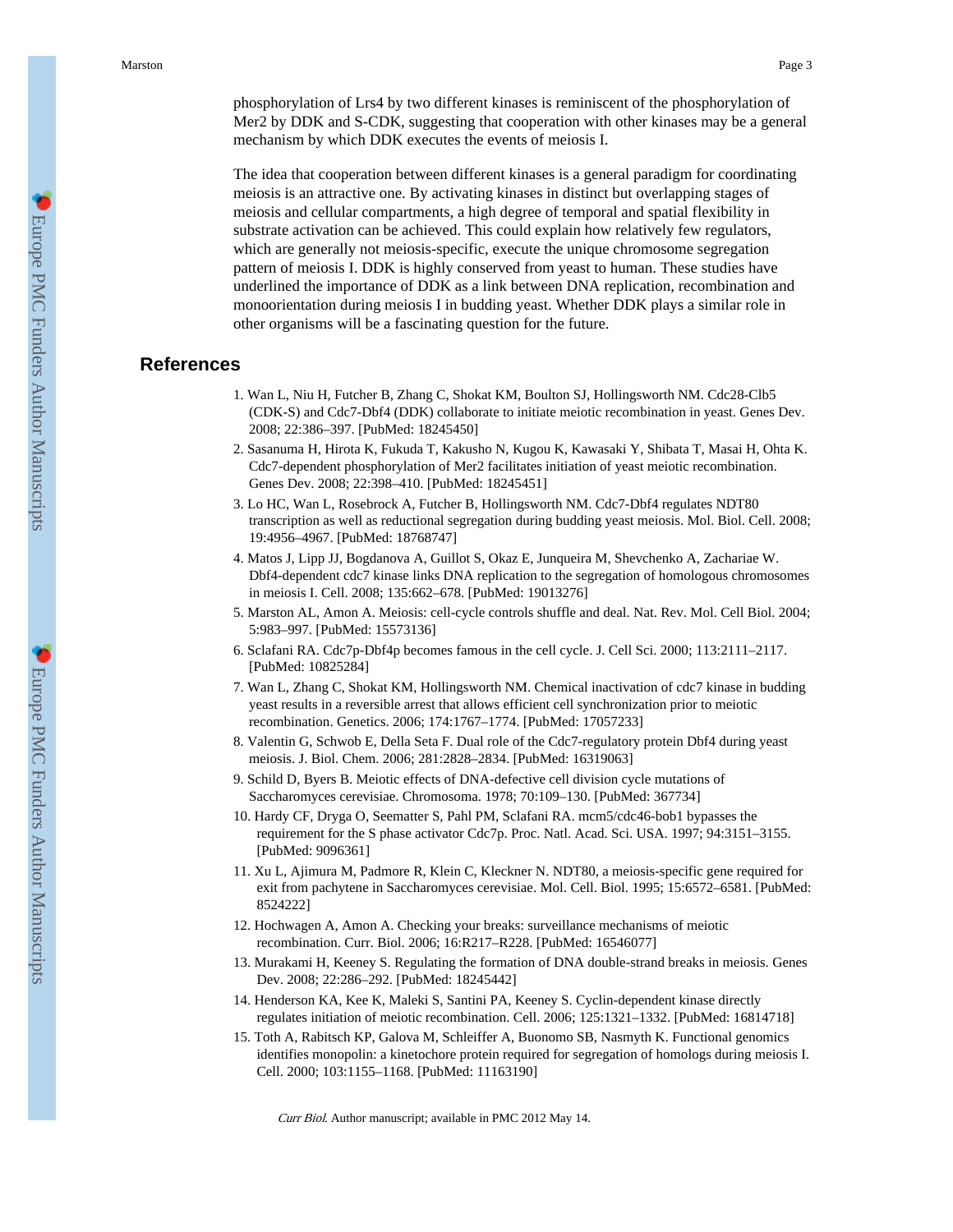phosphorylation of Lrs4 by two different kinases is reminiscent of the phosphorylation of Mer2 by DDK and S-CDK, suggesting that cooperation with other kinases may be a general mechanism by which DDK executes the events of meiosis I.

The idea that cooperation between different kinases is a general paradigm for coordinating meiosis is an attractive one. By activating kinases in distinct but overlapping stages of meiosis and cellular compartments, a high degree of temporal and spatial flexibility in substrate activation can be achieved. This could explain how relatively few regulators, which are generally not meiosis-specific, execute the unique chromosome segregation pattern of meiosis I. DDK is highly conserved from yeast to human. These studies have underlined the importance of DDK as a link between DNA replication, recombination and monoorientation during meiosis I in budding yeast. Whether DDK plays a similar role in other organisms will be a fascinating question for the future.

## References

1. Wan L, Niu H, Futcher B, Zhang C, Shokat KM, Boulton SJ, Hollingsworth NM. Cdc28-Clb5 (CDK-S) and Cdc7-Dbf4 (DDK) collaborate to initiate meiotic recombination in yeast. Genes Dev. 2008; 22:386–397. [PubMed: 18245450]
2. Sasanuma H, Hirota K, Fukuda T, Kakusho N, Kugou K, Kawasaki Y, Shibata T, Masai H, Ohta K. Cdc7-dependent phosphorylation of Mer2 facilitates initiation of yeast meiotic recombination. Genes Dev. 2008; 22:398–410. [PubMed: 18245451]
3. Lo HC, Wan L, Rosebrock A, Futcher B, Hollingsworth NM. Cdc7-Dbf4 regulates NDT80 transcription as well as reductional segregation during budding yeast meiosis. Mol. Biol. Cell. 2008; 19:4956–4967. [PubMed: 18768747]
4. Matos J, Lipp JJ, Bogdanova A, Guillot S, Okaz E, Junqueira M, Shevchenko A, Zachariae W. Dbf4-dependent cdc7 kinase links DNA replication to the segregation of homologous chromosomes in meiosis I. Cell. 2008; 135:662–678. [PubMed: 19013276]
5. Marston AL, Amon A. Meiosis: cell-cycle controls shuffle and deal. Nat. Rev. Mol. Cell Biol. 2004; 5:983–997. [PubMed: 15573136]
6. Sclafani RA. Cdc7p-Dbf4p becomes famous in the cell cycle. J. Cell Sci. 2000; 113:2111–2117. [PubMed: 10825284]
7. Wan L, Zhang C, Shokat KM, Hollingsworth NM. Chemical inactivation of cdc7 kinase in budding yeast results in a reversible arrest that allows efficient cell synchronization prior to meiotic recombination. Genetics. 2006; 174:1767–1774. [PubMed: 17057233]
8. Valentin G, Schwob E, Della Seta F. Dual role of the Cdc7-regulatory protein Dbf4 during yeast meiosis. J. Biol. Chem. 2006; 281:2828–2834. [PubMed: 16319063]
9. Schild D, Byers B. Meiotic effects of DNA-defective cell division cycle mutations of Saccharomyces cerevisiae. Chromosoma. 1978; 70:109–130. [PubMed: 367734]
10. Hardy CF, Dryga O, Seematter S, Pahl PM, Sclafani RA. mcm5/cdc46-bob1 bypasses the requirement for the S phase activator Cdc7p. Proc. Natl. Acad. Sci. USA. 1997; 94:3151–3155. [PubMed: 9096361]
11. Xu L, Ajimura M, Padmore R, Klein C, Kleckner N. NDT80, a meiosis-specific gene required for exit from pachytene in Saccharomyces cerevisiae. Mol. Cell. Biol. 1995; 15:6572–6581. [PubMed: 8524222]
12. Hochwagen A, Amon A. Checking your breaks: surveillance mechanisms of meiotic recombination. Curr. Biol. 2006; 16:R217–R228. [PubMed: 16546077]
13. Murakami H, Keeney S. Regulating the formation of DNA double-strand breaks in meiosis. Genes Dev. 2008; 22:286–292. [PubMed: 18245442]
14. Henderson KA, Kee K, Maleki S, Santini PA, Keeney S. Cyclin-dependent kinase directly regulates initiation of meiotic recombination. Cell. 2006; 125:1321–1332. [PubMed: 16814718]
15. Toth A, Rabitsch KP, Galova M, Schleiffer A, Buonomo SB, Nasmyth K. Functional genomics identifies monopolin: a kinetochore protein required for segregation of homologs during meiosis I. Cell. 2000; 103:1155–1168. [PubMed: 11163190]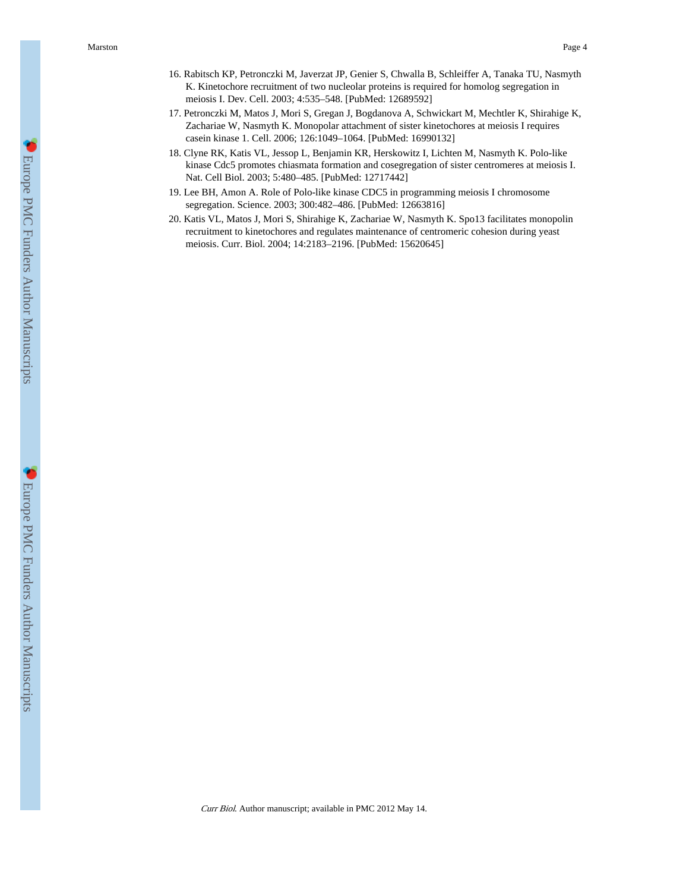16. Rabitsch KP, Petronczki M, Javerzat JP, Genier S, Chwalla B, Schleiffer A, Tanaka TU, Nasmyth K. Kinetochore recruitment of two nucleolar proteins is required for homolog segregation in meiosis I. Dev. Cell. 2003; 4:535–548. [PubMed: 12689592]
17. Petronczki M, Matos J, Mori S, Gregan J, Bogdanova A, Schwickart M, Mechtler K, Shirahige K, Zachariae W, Nasmyth K. Monopolar attachment of sister kinetochores at meiosis I requires casein kinase 1. Cell. 2006; 126:1049–1064. [PubMed: 16990132]
18. Clyne RK, Katis VL, Jessop L, Benjamin KR, Herskowitz I, Lichten M, Nasmyth K. Polo-like kinase Cdc5 promotes chiasmata formation and cosegregation of sister centromeres at meiosis I. Nat. Cell Biol. 2003; 5:480–485. [PubMed: 12717442]
19. Lee BH, Amon A. Role of Polo-like kinase CDC5 in programming meiosis I chromosome segregation. Science. 2003; 300:482–486. [PubMed: 12663816]
20. Katis VL, Matos J, Mori S, Shirahige K, Zachariae W, Nasmyth K. Spo13 facilitates monopolin recruitment to kinetochores and regulates maintenance of centromeric cohesion during yeast meiosis. Curr. Biol. 2004; 14:2183–2196. [PubMed: 15620645]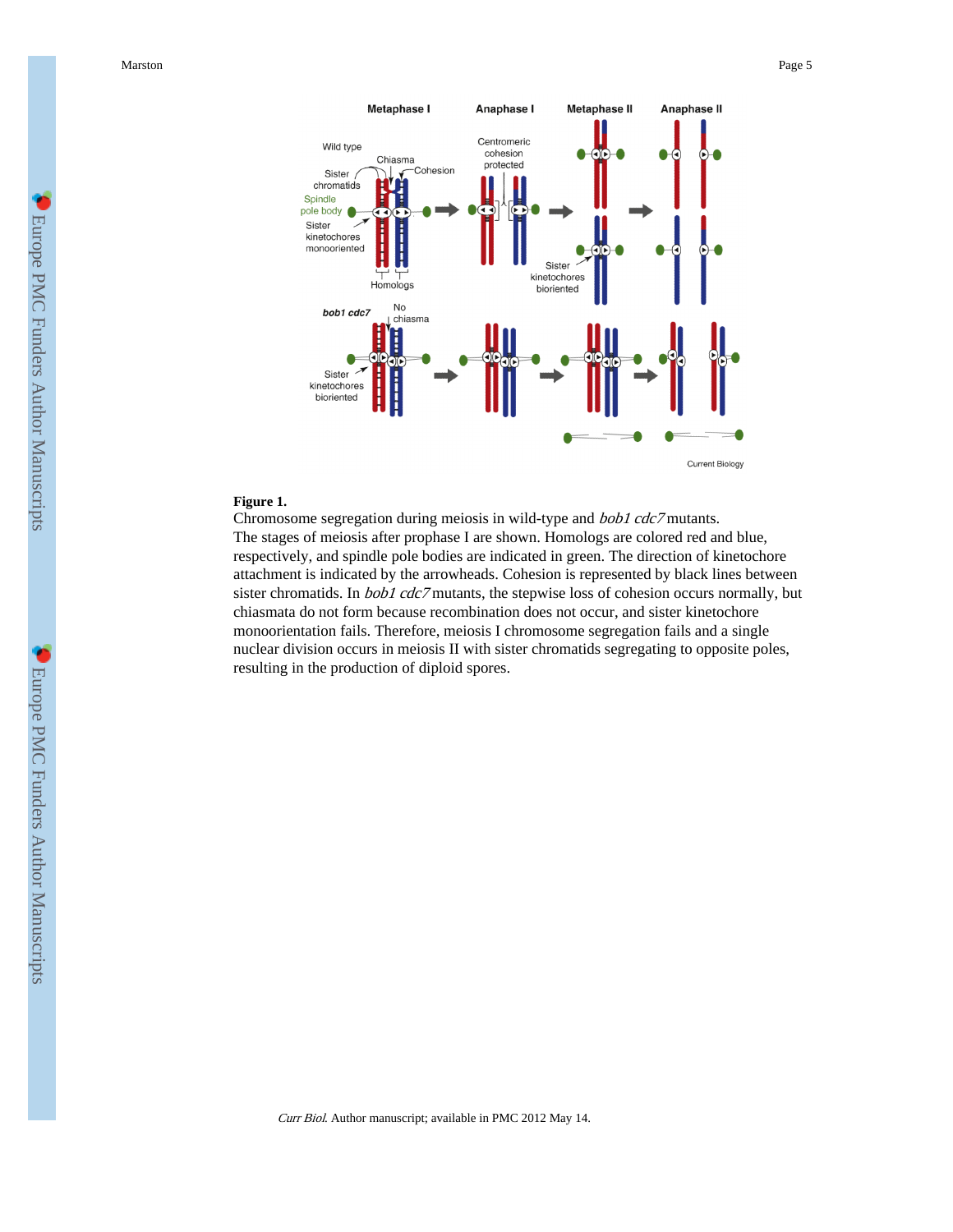Metaphase I

Anaphase I

Metaphase II

Anaphase II

Wild type

Chiasma

Sister chromatids

Cohesion

Spindle pole body

Sister kinetochores monooriented

Homologs

Centromeric cohesion protected

Sister kinetochores bioriented

*bob1 cdc7*

No chiasma

Sister kinetochores bioriented

Current Biology

**Figure 1.**

Chromosome segregation during meiosis in wild-type and *bob1 cdc7* mutants.

The stages of meiosis after prophase I are shown. Homologs are colored red and blue, respectively, and spindle pole bodies are indicated in green. The direction of kinetochore attachment is indicated by the arrowheads. Cohesion is represented by black lines between sister chromatids. In *bob1 cdc7* mutants, the stepwise loss of cohesion occurs normally, but chiasmata do not form because recombination does not occur, and sister kinetochore monoorientation fails. Therefore, meiosis I chromosome segregation fails and a single nuclear division occurs in meiosis II with sister chromatids segregating to opposite poles, resulting in the production of diploid spores.